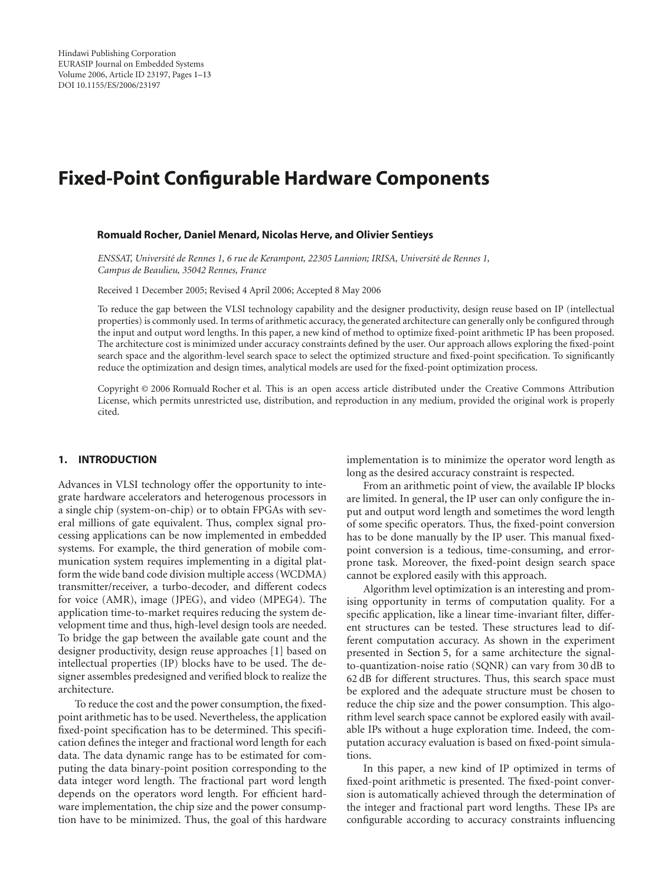Hindawi Publishing Corporation
EURASIP Journal on Embedded Systems
Volume 2006, Article ID 23197, Pages 1–13
DOI 10.1155/ES/2006/23197

# Fixed-Point Configurable Hardware Components

**Romuald Rocher, Daniel Menard, Nicolas Herve, and Olivier Sentieys**

*ENSSAT, Université de Rennes 1, 6 rue de Kerampont, 22305 Lannion; IRISA, Université de Rennes 1, Campus de Beaulieu, 35042 Rennes, France*

Received 1 December 2005; Revised 4 April 2006; Accepted 8 May 2006

To reduce the gap between the VLSI technology capability and the designer productivity, design reuse based on IP (intellectual properties) is commonly used. In terms of arithmetic accuracy, the generated architecture can generally only be configured through the input and output word lengths. In this paper, a new kind of method to optimize fixed-point arithmetic IP has been proposed. The architecture cost is minimized under accuracy constraints defined by the user. Our approach allows exploring the fixed-point search space and the algorithm-level search space to select the optimized structure and fixed-point specification. To significantly reduce the optimization and design times, analytical models are used for the fixed-point optimization process.

Copyright © 2006 Romuald Rocher et al. This is an open access article distributed under the Creative Commons Attribution License, which permits unrestricted use, distribution, and reproduction in any medium, provided the original work is properly cited.

## 1. INTRODUCTION

Advances in VLSI technology offer the opportunity to integrate hardware accelerators and heterogenous processors in a single chip (system-on-chip) or to obtain FPGAs with several millions of gate equivalent. Thus, complex signal processing applications can be now implemented in embedded systems. For example, the third generation of mobile communication system requires implementing in a digital platform the wide band code division multiple access (WCDMA) transmitter/receiver, a turbo-decoder, and different codecs for voice (AMR), image (JPEG), and video (MPEG4). The application time-to-market requires reducing the system development time and thus, high-level design tools are needed. To bridge the gap between the available gate count and the designer productivity, design reuse approaches [1] based on intellectual properties (IP) blocks have to be used. The designer assembles predesigned and verified block to realize the architecture.

To reduce the cost and the power consumption, the fixed-point arithmetic has to be used. Nevertheless, the application fixed-point specification has to be determined. This specification defines the integer and fractional word length for each data. The data dynamic range has to be estimated for computing the data binary-point position corresponding to the data integer word length. The fractional part word length depends on the operators word length. For efficient hardware implementation, the chip size and the power consumption have to be minimized. Thus, the goal of this hardware implementation is to minimize the operator word length as long as the desired accuracy constraint is respected.

From an arithmetic point of view, the available IP blocks are limited. In general, the IP user can only configure the input and output word length and sometimes the word length of some specific operators. Thus, the fixed-point conversion has to be done manually by the IP user. This manual fixed-point conversion is a tedious, time-consuming, and error-prone task. Moreover, the fixed-point design search space cannot be explored easily with this approach.

Algorithm level optimization is an interesting and promising opportunity in terms of computation quality. For a specific application, like a linear time-invariant filter, different structures can be tested. These structures lead to different computation accuracy. As shown in the experiment presented in Section 5, for a same architecture the signal-to-quantization-noise ratio (SQNR) can vary from 30 dB to 62 dB for different structures. Thus, this search space must be explored and the adequate structure must be chosen to reduce the chip size and the power consumption. This algorithm level search space cannot be explored easily with available IPs without a huge exploration time. Indeed, the computation accuracy evaluation is based on fixed-point simulations.

In this paper, a new kind of IP optimized in terms of fixed-point arithmetic is presented. The fixed-point conversion is automatically achieved through the determination of the integer and fractional part word lengths. These IPs are configurable according to accuracy constraints influencing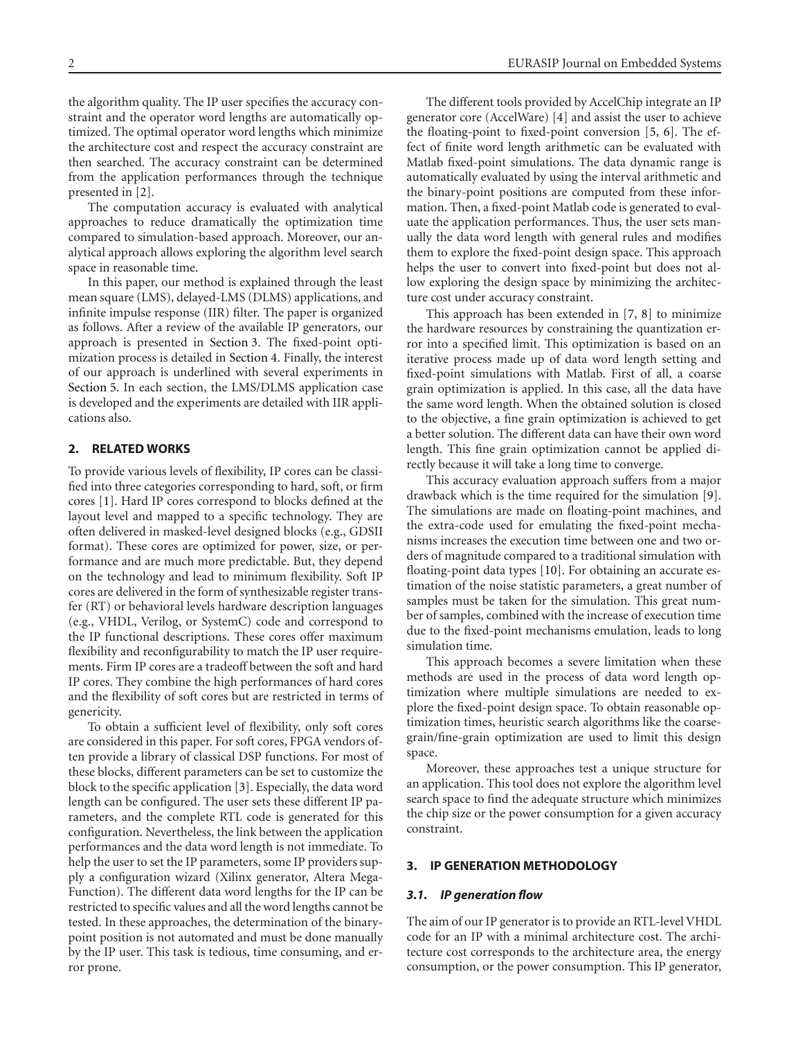the algorithm quality. The IP user specifies the accuracy constraint and the operator word lengths are automatically optimized. The optimal operator word lengths which minimize the architecture cost and respect the accuracy constraint are then searched. The accuracy constraint can be determined from the application performances through the technique presented in [2].

The computation accuracy is evaluated with analytical approaches to reduce dramatically the optimization time compared to simulation-based approach. Moreover, our analytical approach allows exploring the algorithm level search space in reasonable time.

In this paper, our method is explained through the least mean square (LMS), delayed-LMS (DLMS) applications, and infinite impulse response (IIR) filter. The paper is organized as follows. After a review of the available IP generators, our approach is presented in Section 3. The fixed-point optimization process is detailed in Section 4. Finally, the interest of our approach is underlined with several experiments in Section 5. In each section, the LMS/DLMS application case is developed and the experiments are detailed with IIR applications also.

## 2. RELATED WORKS

To provide various levels of flexibility, IP cores can be classified into three categories corresponding to hard, soft, or firm cores [1]. Hard IP cores correspond to blocks defined at the layout level and mapped to a specific technology. They are often delivered in masked-level designed blocks (e.g., GDSII format). These cores are optimized for power, size, or performance and are much more predictable. But, they depend on the technology and lead to minimum flexibility. Soft IP cores are delivered in the form of synthesizable register transfer (RT) or behavioral levels hardware description languages (e.g., VHDL, Verilog, or SystemC) code and correspond to the IP functional descriptions. These cores offer maximum flexibility and reconfigurability to match the IP user requirements. Firm IP cores are a tradeoff between the soft and hard IP cores. They combine the high performances of hard cores and the flexibility of soft cores but are restricted in terms of genericity.

To obtain a sufficient level of flexibility, only soft cores are considered in this paper. For soft cores, FPGA vendors often provide a library of classical DSP functions. For most of these blocks, different parameters can be set to customize the block to the specific application [3]. Especially, the data word length can be configured. The user sets these different IP parameters, and the complete RTL code is generated for this configuration. Nevertheless, the link between the application performances and the data word length is not immediate. To help the user to set the IP parameters, some IP providers supply a configuration wizard (Xilinx generator, Altera MegaFunction). The different data word lengths for the IP can be restricted to specific values and all the word lengths cannot be tested. In these approaches, the determination of the binary-point position is not automated and must be done manually by the IP user. This task is tedious, time consuming, and error prone.

The different tools provided by AccelChip integrate an IP generator core (AccelWare) [4] and assist the user to achieve the floating-point to fixed-point conversion [5, 6]. The effect of finite word length arithmetic can be evaluated with Matlab fixed-point simulations. The data dynamic range is automatically evaluated by using the interval arithmetic and the binary-point positions are computed from these information. Then, a fixed-point Matlab code is generated to evaluate the application performances. Thus, the user sets manually the data word length with general rules and modifies them to explore the fixed-point design space. This approach helps the user to convert into fixed-point but does not allow exploring the design space by minimizing the architecture cost under accuracy constraint.

This approach has been extended in [7, 8] to minimize the hardware resources by constraining the quantization error into a specified limit. This optimization is based on an iterative process made up of data word length setting and fixed-point simulations with Matlab. First of all, a coarse grain optimization is applied. In this case, all the data have the same word length. When the obtained solution is closed to the objective, a fine grain optimization is achieved to get a better solution. The different data can have their own word length. This fine grain optimization cannot be applied directly because it will take a long time to converge.

This accuracy evaluation approach suffers from a major drawback which is the time required for the simulation [9]. The simulations are made on floating-point machines, and the extra-code used for emulating the fixed-point mechanisms increases the execution time between one and two orders of magnitude compared to a traditional simulation with floating-point data types [10]. For obtaining an accurate estimation of the noise statistic parameters, a great number of samples must be taken for the simulation. This great number of samples, combined with the increase of execution time due to the fixed-point mechanisms emulation, leads to long simulation time.

This approach becomes a severe limitation when these methods are used in the process of data word length optimization where multiple simulations are needed to explore the fixed-point design space. To obtain reasonable optimization times, heuristic search algorithms like the coarse-grain/fine-grain optimization are used to limit this design space.

Moreover, these approaches test a unique structure for an application. This tool does not explore the algorithm level search space to find the adequate structure which minimizes the chip size or the power consumption for a given accuracy constraint.

## 3. IP GENERATION METHODOLOGY

### 3.1. IP generation flow

The aim of our IP generator is to provide an RTL-level VHDL code for an IP with a minimal architecture cost. The architecture cost corresponds to the architecture area, the energy consumption, or the power consumption. This IP generator,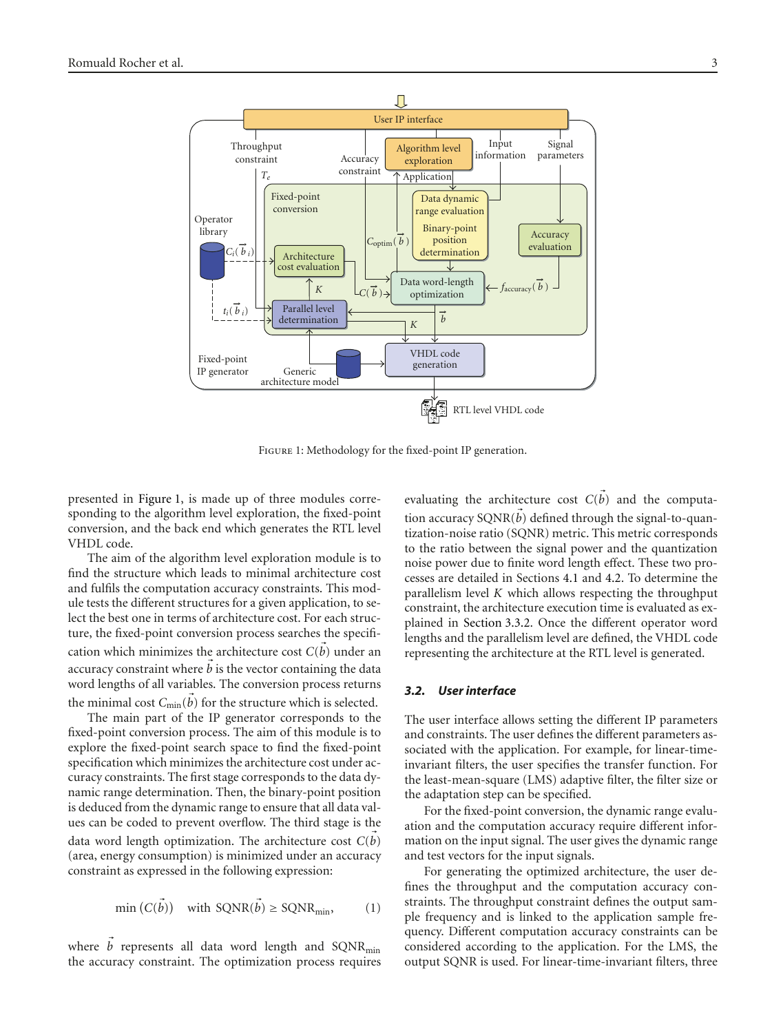FIGURE 1: Methodology for the fixed-point IP generation.

presented in Figure 1, is made up of three modules corresponding to the algorithm level exploration, the fixed-point conversion, and the back end which generates the RTL level VHDL code.

The aim of the algorithm level exploration module is to find the structure which leads to minimal architecture cost and fulfils the computation accuracy constraints. This module tests the different structures for a given application, to select the best one in terms of architecture cost. For each structure, the fixed-point conversion process searches the specification which minimizes the architecture cost $C(\vec{b})$ under an accuracy constraint where $\vec{b}$ is the vector containing the data word lengths of all variables. The conversion process returns the minimal cost $C_{\min}(\vec{b})$ for the structure which is selected.

The main part of the IP generator corresponds to the fixed-point conversion process. The aim of this module is to explore the fixed-point search space to find the fixed-point specification which minimizes the architecture cost under accuracy constraints. The first stage corresponds to the data dynamic range determination. Then, the binary-point position is deduced from the dynamic range to ensure that all data values can be coded to prevent overflow. The third stage is the data word length optimization. The architecture cost $C(\vec{b})$ (area, energy consumption) is minimized under an accuracy constraint as expressed in the following expression:

$$\min\left(C(\vec{b})\right) \quad \text{with } \mathrm{SQNR}(\vec{b}) \geq \mathrm{SQNR}_{\min}, \tag{1}$$

where $\vec{b}$ represents all data word length and $\mathrm{SQNR}_{\min}$ the accuracy constraint. The optimization process requires evaluating the architecture cost $C(\vec{b})$ and the computation accuracy $\mathrm{SQNR}(\vec{b})$ defined through the signal-to-quantization-noise ratio (SQNR) metric. This metric corresponds to the ratio between the signal power and the quantization noise power due to finite word length effect. These two processes are detailed in Sections 4.1 and 4.2. To determine the parallelism level $K$ which allows respecting the throughput constraint, the architecture execution time is evaluated as explained in Section 3.3.2. Once the different operator word lengths and the parallelism level are defined, the VHDL code representing the architecture at the RTL level is generated.

### 3.2. User interface

The user interface allows setting the different IP parameters and constraints. The user defines the different parameters associated with the application. For example, for linear-time-invariant filters, the user specifies the transfer function. For the least-mean-square (LMS) adaptive filter, the filter size or the adaptation step can be specified.

For the fixed-point conversion, the dynamic range evaluation and the computation accuracy require different information on the input signal. The user gives the dynamic range and test vectors for the input signals.

For generating the optimized architecture, the user defines the throughput and the computation accuracy constraints. The throughput constraint defines the output sample frequency and is linked to the application sample frequency. Different computation accuracy constraints can be considered according to the application. For the LMS, the output SQNR is used. For linear-time-invariant filters, three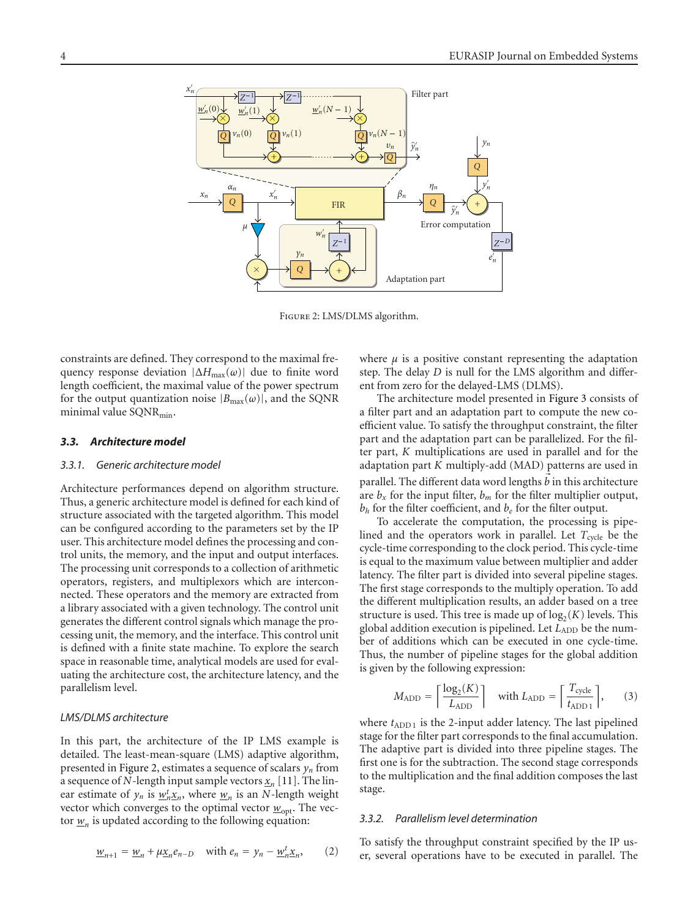Figure 2: LMS/DLMS algorithm.

constraints are defined. They correspond to the maximal frequency response deviation $|\Delta H_{\max}(\omega)|$ due to finite word length coefficient, the maximal value of the power spectrum for the output quantization noise $|B_{\max}(\omega)|$, and the SQNR minimal value $\text{SQNR}_{\min}$.

### 3.3. Architecture model

#### 3.3.1. Generic architecture model

Architecture performances depend on algorithm structure. Thus, a generic architecture model is defined for each kind of structure associated with the targeted algorithm. This model can be configured according to the parameters set by the IP user. This architecture model defines the processing and control units, the memory, and the input and output interfaces. The processing unit corresponds to a collection of arithmetic operators, registers, and multiplexors which are interconnected. These operators and the memory are extracted from a library associated with a given technology. The control unit generates the different control signals which manage the processing unit, the memory, and the interface. This control unit is defined with a finite state machine. To explore the search space in reasonable time, analytical models are used for evaluating the architecture cost, the architecture latency, and the parallelism level.

#### LMS/DLMS architecture

In this part, the architecture of the IP LMS example is detailed. The least-mean-square (LMS) adaptive algorithm, presented in Figure 2, estimates a sequence of scalars $y_n$ from a sequence of $N$-length input sample vectors $\underline{x}_n$ [11]. The linear estimate of $y_n$ is $\underline{w}_n^t \underline{x}_n$, where $\underline{w}_n$ is an $N$-length weight vector which converges to the optimal vector $\underline{w}_{\text{opt}}$. The vector $\underline{w}_n$ is updated according to the following equation:

$$\underline{w}_{n+1} = \underline{w}_n + \mu \underline{x}_n e_{n-D} \quad \text{with } e_n = y_n - \underline{w}_n^t \underline{x}_n, \qquad (2)$$

where $\mu$ is a positive constant representing the adaptation step. The delay $D$ is null for the LMS algorithm and different from zero for the delayed-LMS (DLMS).

The architecture model presented in Figure 3 consists of a filter part and an adaptation part to compute the new coefficient value. To satisfy the throughput constraint, the filter part and the adaptation part can be parallelized. For the filter part, $K$ multiplications are used in parallel and for the adaptation part $K$ multiply-add (MAD) patterns are used in parallel. The different data word lengths $\vec{b}$ in this architecture are $b_x$ for the input filter, $b_m$ for the filter multiplier output, $b_h$ for the filter coefficient, and $b_e$ for the filter output.

To accelerate the computation, the processing is pipelined and the operators work in parallel. Let $T_{\text{cycle}}$ be the cycle-time corresponding to the clock period. This cycle-time is equal to the maximum value between multiplier and adder latency. The filter part is divided into several pipeline stages. The first stage corresponds to the multiply operation. To add the different multiplication results, an adder based on a tree structure is used. This tree is made up of $\log_2(K)$ levels. This global addition execution is pipelined. Let $L_{\text{ADD}}$ be the number of additions which can be executed in one cycle-time. Thus, the number of pipeline stages for the global addition is given by the following expression:

$$M_{\text{ADD}} = \left\lceil \frac{\log_2(K)}{L_{\text{ADD}}} \right\rceil \quad \text{with } L_{\text{ADD}} = \left\lceil \frac{T_{\text{cycle}}}{t_{\text{ADD}1}} \right\rceil, \qquad (3)$$

where $t_{\text{ADD}1}$ is the 2-input adder latency. The last pipelined stage for the filter part corresponds to the final accumulation. The adaptive part is divided into three pipeline stages. The first one is for the subtraction. The second stage corresponds to the multiplication and the final addition composes the last stage.

#### 3.3.2. Parallelism level determination

To satisfy the throughput constraint specified by the IP user, several operations have to be executed in parallel. The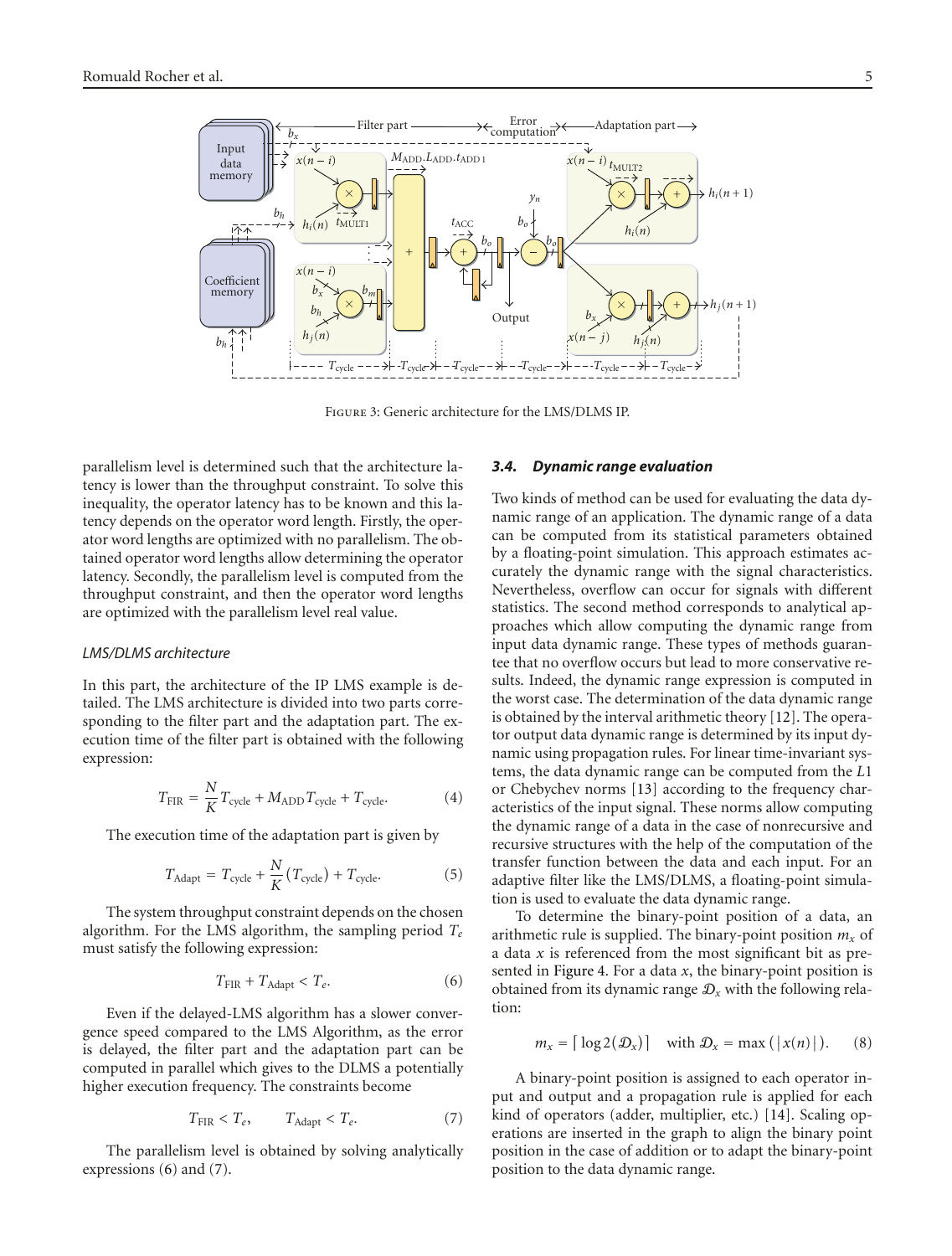Figure 3: Generic architecture for the LMS/DLMS IP.

parallelism level is determined such that the architecture latency is lower than the throughput constraint. To solve this inequality, the operator latency has to be known and this latency depends on the operator word length. Firstly, the operator word lengths are optimized with no parallelism. The obtained operator word lengths allow determining the operator latency. Secondly, the parallelism level is computed from the throughput constraint, and then the operator word lengths are optimized with the parallelism level real value.

*LMS/DLMS architecture*

In this part, the architecture of the IP LMS example is detailed. The LMS architecture is divided into two parts corresponding to the filter part and the adaptation part. The execution time of the filter part is obtained with the following expression:

$$T_{\text{FIR}} = \frac{N}{K} T_{\text{cycle}} + M_{\text{ADD}} T_{\text{cycle}} + T_{\text{cycle}}. \tag{4}$$

The execution time of the adaptation part is given by

$$T_{\text{Adapt}} = T_{\text{cycle}} + \frac{N}{K} (T_{\text{cycle}}) + T_{\text{cycle}}. \tag{5}$$

The system throughput constraint depends on the chosen algorithm. For the LMS algorithm, the sampling period $T_e$ must satisfy the following expression:

$$T_{\text{FIR}} + T_{\text{Adapt}} < T_e. \tag{6}$$

Even if the delayed-LMS algorithm has a slower convergence speed compared to the LMS Algorithm, as the error is delayed, the filter part and the adaptation part can be computed in parallel which gives to the DLMS a potentially higher execution frequency. The constraints become

$$T_{\text{FIR}} < T_e, \qquad T_{\text{Adapt}} < T_e. \tag{7}$$

The parallelism level is obtained by solving analytically expressions (6) and (7).

### 3.4. Dynamic range evaluation

Two kinds of method can be used for evaluating the data dynamic range of an application. The dynamic range of a data can be computed from its statistical parameters obtained by a floating-point simulation. This approach estimates accurately the dynamic range with the signal characteristics. Nevertheless, overflow can occur for signals with different statistics. The second method corresponds to analytical approaches which allow computing the dynamic range from input data dynamic range. These types of methods guarantee that no overflow occurs but lead to more conservative results. Indeed, the dynamic range expression is computed in the worst case. The determination of the data dynamic range is obtained by the interval arithmetic theory [12]. The operator output data dynamic range is determined by its input dynamic using propagation rules. For linear time-invariant systems, the data dynamic range can be computed from the $L1$ or Chebychev norms [13] according to the frequency characteristics of the input signal. These norms allow computing the dynamic range of a data in the case of nonrecursive and recursive structures with the help of the computation of the transfer function between the data and each input. For an adaptive filter like the LMS/DLMS, a floating-point simulation is used to evaluate the data dynamic range.

To determine the binary-point position of a data, an arithmetic rule is supplied. The binary-point position $m_x$ of a data $x$ is referenced from the most significant bit as presented in Figure 4. For a data $x$, the binary-point position is obtained from its dynamic range $\mathcal{D}_x$ with the following relation:

$$m_x = \lceil \log 2(\mathcal{D}_x) \rceil \quad \text{with } \mathcal{D}_x = \max\left(|x(n)|\right). \tag{8}$$

A binary-point position is assigned to each operator input and output and a propagation rule is applied for each kind of operators (adder, multiplier, etc.) [14]. Scaling operations are inserted in the graph to align the binary point position in the case of addition or to adapt the binary-point position to the data dynamic range.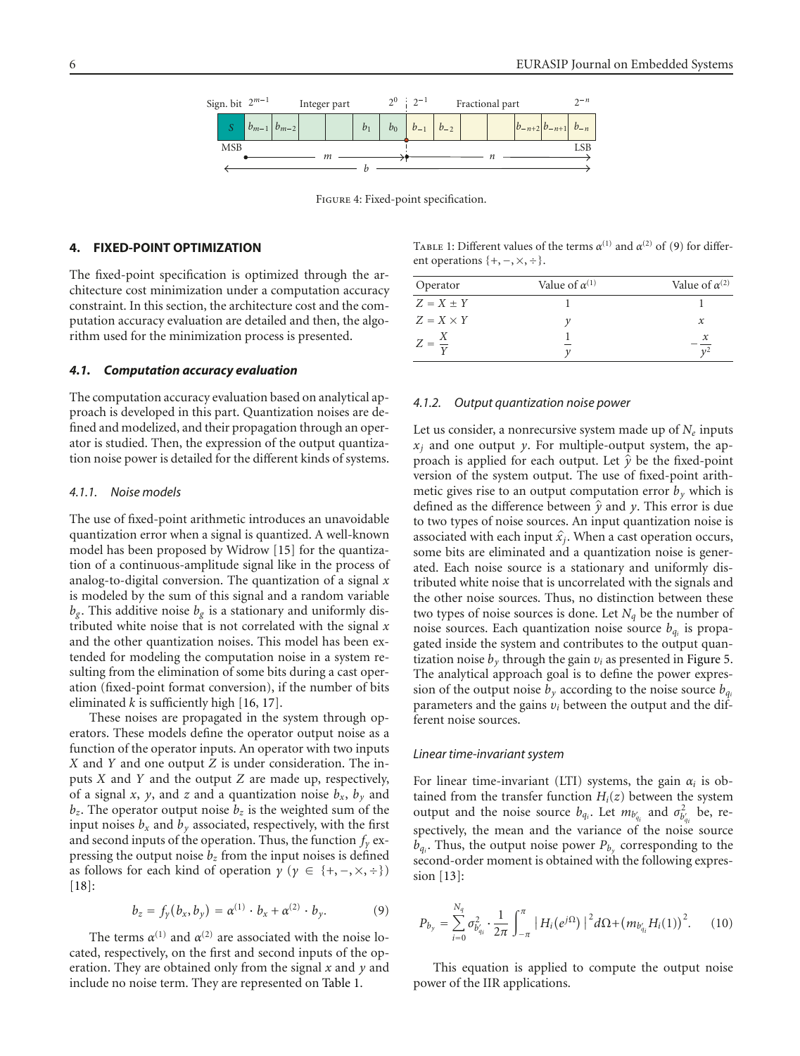Sign. bit $2^{m-1}$ Integer part $2^0$ $2^{-1}$ Fractional part $2^{-n}$

| $S$ | $b_{m-1}$ | $b_{m-2}$ | | | $b_1$ | $b_0$ | $b_{-1}$ | $b_{-2}$ | | | $b_{-n+2}$ | $b_{-n+1}$ | $b_{-n}$ |
|---|---|---|---|---|---|---|---|---|---|---|---|---|---|

MSB ← $m$ → ← $n$ → LSB

← $b$ →

Figure 4: Fixed-point specification.

## 4. FIXED-POINT OPTIMIZATION

The fixed-point specification is optimized through the architecture cost minimization under a computation accuracy constraint. In this section, the architecture cost and the computation accuracy evaluation are detailed and then, the algorithm used for the minimization process is presented.

### 4.1. Computation accuracy evaluation

The computation accuracy evaluation based on analytical approach is developed in this part. Quantization noises are defined and modelized, and their propagation through an operator is studied. Then, the expression of the output quantization noise power is detailed for the different kinds of systems.

#### 4.1.1. Noise models

The use of fixed-point arithmetic introduces an unavoidable quantization error when a signal is quantized. A well-known model has been proposed by Widrow [15] for the quantization of a continuous-amplitude signal like in the process of analog-to-digital conversion. The quantization of a signal $x$ is modeled by the sum of this signal and a random variable $b_g$. This additive noise $b_g$ is a stationary and uniformly distributed white noise that is not correlated with the signal $x$ and the other quantization noises. This model has been extended for modeling the computation noise in a system resulting from the elimination of some bits during a cast operation (fixed-point format conversion), if the number of bits eliminated $k$ is sufficiently high [16, 17].

These noises are propagated in the system through operators. These models define the operator output noise as a function of the operator inputs. An operator with two inputs $X$ and $Y$ and one output $Z$ is under consideration. The inputs $X$ and $Y$ and the output $Z$ are made up, respectively, of a signal $x$, $y$, and $z$ and a quantization noise $b_x$, $b_y$ and $b_z$. The operator output noise $b_z$ is the weighted sum of the input noises $b_x$ and $b_y$ associated, respectively, with the first and second inputs of the operation. Thus, the function $f_\gamma$ expressing the output noise $b_z$ from the input noises is defined as follows for each kind of operation $\gamma$ ($\gamma \in \{+,-,\times,\div\}$) [18]:

$$b_z = f_\gamma(b_x, b_y) = \alpha^{(1)} \cdot b_x + \alpha^{(2)} \cdot b_y. \quad (9)$$

The terms $\alpha^{(1)}$ and $\alpha^{(2)}$ are associated with the noise located, respectively, on the first and second inputs of the operation. They are obtained only from the signal $x$ and $y$ and include no noise term. They are represented on Table 1.

Table 1: Different values of the terms $\alpha^{(1)}$ and $\alpha^{(2)}$ of (9) for different operations $\{+,-,\times,\div\}$.

| Operator | Value of $\alpha^{(1)}$ | Value of $\alpha^{(2)}$ |
|---|---|---|
| $Z = X \pm Y$ | 1 | 1 |
| $Z = X \times Y$ | $y$ | $x$ |
| $Z = \dfrac{X}{Y}$ | $\dfrac{1}{y}$ | $-\dfrac{x}{y^2}$ |

#### 4.1.2. Output quantization noise power

Let us consider, a nonrecursive system made up of $N_e$ inputs $x_j$ and one output $y$. For multiple-output system, the approach is applied for each output. Let $\hat{y}$ be the fixed-point version of the system output. The use of fixed-point arithmetic gives rise to an output computation error $b_y$ which is defined as the difference between $\hat{y}$ and $y$. This error is due to two types of noise sources. An input quantization noise is associated with each input $\hat{x}_j$. When a cast operation occurs, some bits are eliminated and a quantization noise is generated. Each noise source is a stationary and uniformly distributed white noise that is uncorrelated with the signals and the other noise sources. Thus, no distinction between these two types of noise sources is done. Let $N_q$ be the number of noise sources. Each quantization noise source $b_{q_i}$ is propagated inside the system and contributes to the output quantization noise $b_y$ through the gain $\upsilon_i$ as presented in Figure 5. The analytical approach goal is to define the power expression of the output noise $b_y$ according to the noise source $b_{q_i}$ parameters and the gains $\upsilon_i$ between the output and the different noise sources.

*Linear time-invariant system*

For linear time-invariant (LTI) systems, the gain $\alpha_i$ is obtained from the transfer function $H_i(z)$ between the system output and the noise source $b_{q_i}$. Let $m_{b'_{q_i}}$ and $\sigma^2_{b'_{q_i}}$ be, respectively, the mean and the variance of the noise source $b_{q_i}$. Thus, the output noise power $P_{b_y}$ corresponding to the second-order moment is obtained with the following expression [13]:

$$P_{b_y} = \sum_{i=0}^{N_q} \sigma^2_{b'_{q_i}} \cdot \frac{1}{2\pi} \int_{-\pi}^{\pi} \left| H_i(e^{j\Omega}) \right|^2 d\Omega + \left( m_{b'_{q_i}} H_i(1) \right)^2. \quad (10)$$

This equation is applied to compute the output noise power of the IIR applications.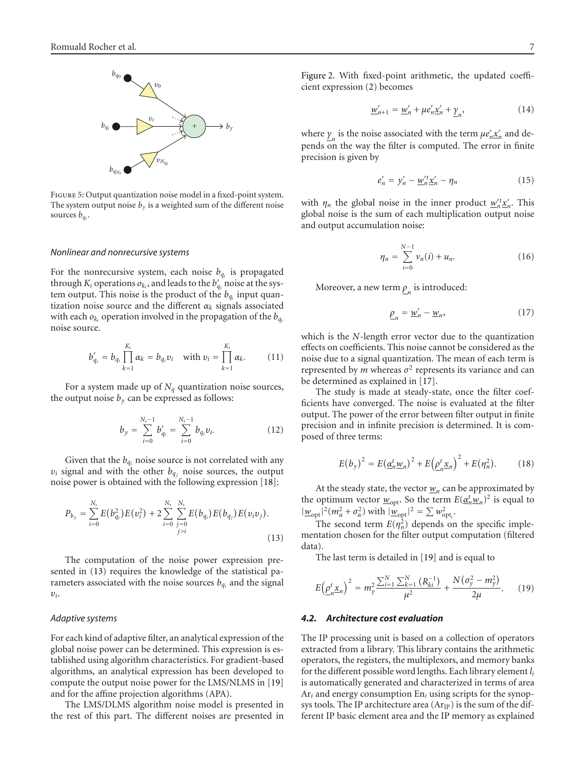Figure 5: Output quantization noise model in a fixed-point system. The system output noise $b_y$ is a weighted sum of the different noise sources $b_{q_i}$.

*Nonlinear and nonrecursive systems*

For the nonrecursive system, each noise $b_{q_i}$ is propagated through $K_i$ operations $o_{k_i}$, and leads to the $b'_{q_i}$ noise at the system output. This noise is the product of the $b_{q_i}$ input quantization noise source and the different $\alpha_k$ signals associated with each $o_{k_i}$ operation involved in the propagation of the $b_{q_i}$ noise source.

$$b'_{q_i} = b_{q_i} \prod_{k=1}^{K_i} \alpha_k = b_{q_i} \upsilon_i \quad \text{with } \upsilon_i = \prod_{k=1}^{K_i} \alpha_k. \tag{11}$$

For a system made up of $N_q$ quantization noise sources, the output noise $b_y$ can be expressed as follows:

$$b_y = \sum_{i=0}^{N_s-1} b'_{q_i} = \sum_{i=0}^{N_s-1} b_{q_i} \upsilon_i. \tag{12}$$

Given that the $b_{q_i}$ noise source is not correlated with any $\upsilon_i$ signal and with the other $b_{q_j}$ noise sources, the output noise power is obtained with the following expression [18]:

$$P_{b_y} = \sum_{i=0}^{N_s} E(b_{q_i}^2) E(\upsilon_i^2) + 2 \sum_{i=0}^{N_s} \sum_{\substack{j=0 \\ j>i}}^{N_s} E(b_{q_i}) E(b_{q_j}) E(\upsilon_i \upsilon_j). \tag{13}$$

The computation of the noise power expression presented in (13) requires the knowledge of the statistical parameters associated with the noise sources $b_{q_i}$ and the signal $\upsilon_i$.

*Adaptive systems*

For each kind of adaptive filter, an analytical expression of the global noise power can be determined. This expression is established using algorithm characteristics. For gradient-based algorithms, an analytical expression has been developed to compute the output noise power for the LMS/NLMS in [19] and for the affine projection algorithms (APA).

The LMS/DLMS algorithm noise model is presented in the rest of this part. The different noises are presented in Figure 2. With fixed-point arithmetic, the updated coefficient expression (2) becomes

$$\underline{w}'_{n+1} = \underline{w}'_n + \mu e'_n \underline{x}'_n + \underline{\gamma}_n, \tag{14}$$

where $\underline{\gamma}_n$ is the noise associated with the term $\mu e'_n \underline{x}'_n$ and depends on the way the filter is computed. The error in finite precision is given by

$$e'_n = y'_n - \underline{w}'^t_n \underline{x}'_n - \eta_n \tag{15}$$

with $\eta_n$ the global noise in the inner product $\underline{w}'^t_n \underline{x}'_n$. This global noise is the sum of each multiplication output noise and output accumulation noise:

$$\eta_n = \sum_{i=0}^{N-1} \nu_n(i) + u_n. \tag{16}$$

Moreover, a new term $\underline{\rho}_n$ is introduced:

$$\underline{\rho}_n = \underline{w}'_n - \underline{w}_n, \tag{17}$$

which is the $N$-length error vector due to the quantization effects on coefficients. This noise cannot be considered as the noise due to a signal quantization. The mean of each term is represented by $m$ whereas $\sigma^2$ represents its variance and can be determined as explained in [17].

The study is made at steady-state, once the filter coefficients have converged. The noise is evaluated at the filter output. The power of the error between filter output in finite precision and in infinite precision is determined. It is composed of three terms:

$$E(b_y)^2 = E(\underline{\alpha}_n^t \underline{w}_n)^2 + E\left(\underline{\rho}_n^t \underline{x}_n\right)^2 + E(\eta_n^2). \tag{18}$$

At the steady state, the vector $\underline{w}_n$ can be approximated by the optimum vector $\underline{w}_{\text{opt}}$. So the term $E(\underline{\alpha}_n^t \underline{w}_n)^2$ is equal to $|\underline{w}_{\text{opt}}|^2 (m_\alpha^2 + \sigma_\alpha^2)$ with $|\underline{w}_{\text{opt}}|^2 = \sum w_{\text{opt}_i}^2$.

The second term $E(\eta_n^2)$ depends on the specific implementation chosen for the filter output computation (filtered data).

The last term is detailed in [19] and is equal to

$$E\left(\underline{\rho}_n^t \underline{x}_n\right)^2 = m_\gamma^2 \frac{\sum_{i=1}^{N} \sum_{k=1}^{N} (R_{ki}^{-1})}{\mu^2} + \frac{N(\sigma_\gamma^2 - m_\gamma^2)}{2\mu}. \tag{19}$$

### 4.2. Architecture cost evaluation

The IP processing unit is based on a collection of operators extracted from a library. This library contains the arithmetic operators, the registers, the multiplexors, and memory banks for the different possible word lengths. Each library element $l_i$ is automatically generated and characterized in terms of area $\text{Ar}_i$ and energy consumption $\text{En}_i$ using scripts for the synopsys tools. The IP architecture area ($\text{Ar}_{\text{IP}}$) is the sum of the different IP basic element area and the IP memory as explained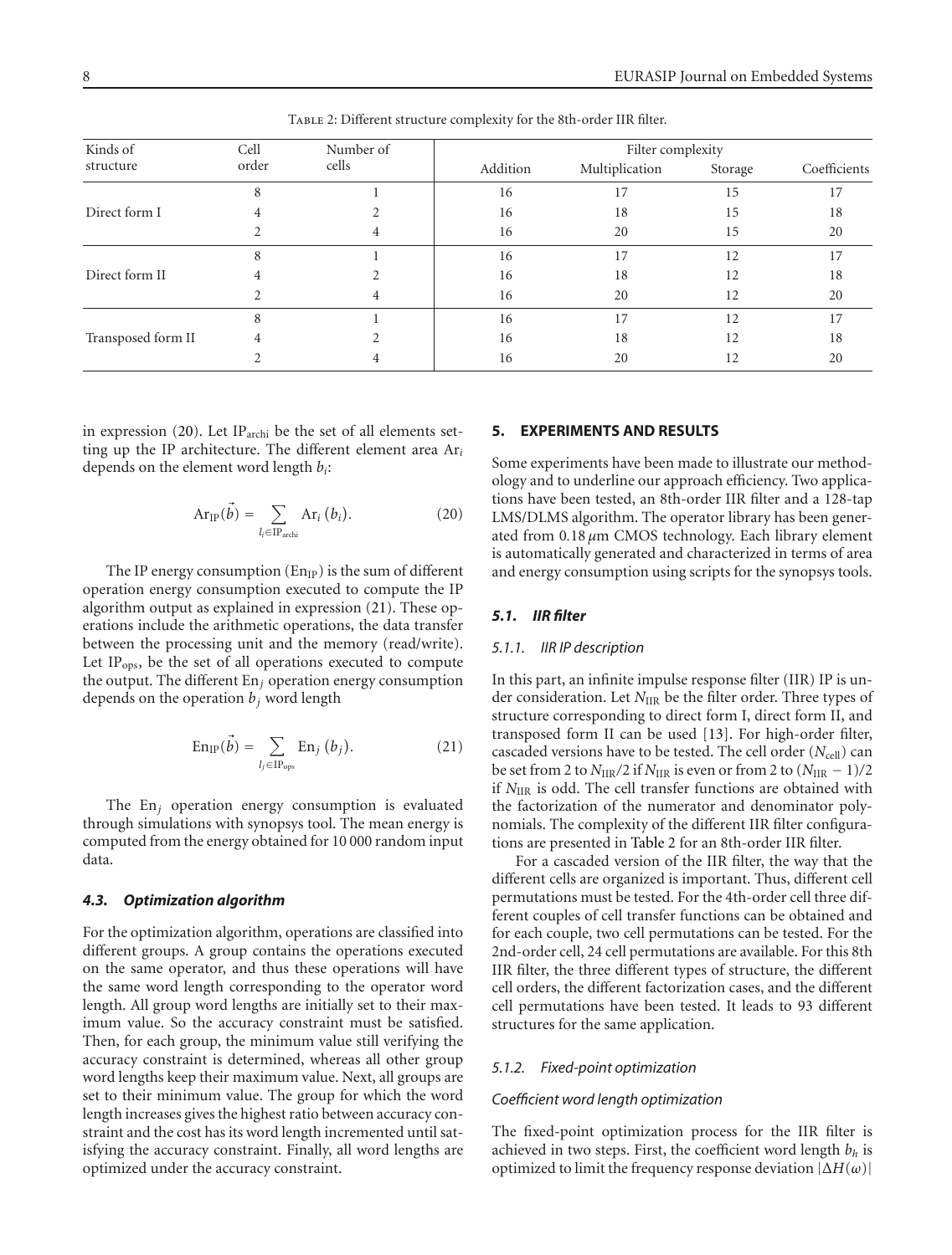Table 2: Different structure complexity for the 8th-order IIR filter.

| Kinds of structure | Cell order | Number of cells | Filter complexity | | | |
|---|---|---|---|---|---|---|
| | | | Addition | Multiplication | Storage | Coefficients |
| Direct form I | 8 | 1 | 16 | 17 | 15 | 17 |
| | 4 | 2 | 16 | 18 | 15 | 18 |
| | 2 | 4 | 16 | 20 | 15 | 20 |
| Direct form II | 8 | 1 | 16 | 17 | 12 | 17 |
| | 4 | 2 | 16 | 18 | 12 | 18 |
| | 2 | 4 | 16 | 20 | 12 | 20 |
| Transposed form II | 8 | 1 | 16 | 17 | 12 | 17 |
| | 4 | 2 | 16 | 18 | 12 | 18 |
| | 2 | 4 | 16 | 20 | 12 | 20 |

in expression (20). Let $\mathrm{IP}_{\mathrm{archi}}$ be the set of all elements setting up the IP architecture. The different element area $\mathrm{Ar}_i$ depends on the element word length $b_i$:

$$\mathrm{Ar}_{\mathrm{IP}}(\vec{b}) = \sum_{l_i \in \mathrm{IP}_{\mathrm{archi}}} \mathrm{Ar}_i\,(b_i). \tag{20}$$

The IP energy consumption ($\mathrm{En}_{\mathrm{IP}}$) is the sum of different operation energy consumption executed to compute the IP algorithm output as explained in expression (21). These operations include the arithmetic operations, the data transfer between the processing unit and the memory (read/write). Let $\mathrm{IP}_{\mathrm{ops}}$, be the set of all operations executed to compute the output. The different $\mathrm{En}_j$ operation energy consumption depends on the operation $b_j$ word length

$$\mathrm{En}_{\mathrm{IP}}(\vec{b}) = \sum_{l_j \in \mathrm{IP}_{\mathrm{ops}}} \mathrm{En}_j\,(b_j). \tag{21}$$

The $\mathrm{En}_j$ operation energy consumption is evaluated through simulations with synopsys tool. The mean energy is computed from the energy obtained for 10 000 random input data.

### *4.3. Optimization algorithm*

For the optimization algorithm, operations are classified into different groups. A group contains the operations executed on the same operator, and thus these operations will have the same word length corresponding to the operator word length. All group word lengths are initially set to their maximum value. So the accuracy constraint must be satisfied. Then, for each group, the minimum value still verifying the accuracy constraint is determined, whereas all other group word lengths keep their maximum value. Next, all groups are set to their minimum value. The group for which the word length increases gives the highest ratio between accuracy constraint and the cost has its word length incremented until satisfying the accuracy constraint. Finally, all word lengths are optimized under the accuracy constraint.

## 5. EXPERIMENTS AND RESULTS

Some experiments have been made to illustrate our methodology and to underline our approach efficiency. Two applications have been tested, an 8th-order IIR filter and a 128-tap LMS/DLMS algorithm. The operator library has been generated from 0.18 $\mu$m CMOS technology. Each library element is automatically generated and characterized in terms of area and energy consumption using scripts for the synopsys tools.

### *5.1. IIR filter*

#### *5.1.1. IIR IP description*

In this part, an infinite impulse response filter (IIR) IP is under consideration. Let $N_{\mathrm{IIR}}$ be the filter order. Three types of structure corresponding to direct form I, direct form II, and transposed form II can be used [13]. For higher-order filter, cascaded versions have to be tested. The cell order ($N_{\mathrm{cell}}$) can be set from 2 to $N_{\mathrm{IIR}}/2$ if $N_{\mathrm{IIR}}$ is even or from 2 to $(N_{\mathrm{IIR}} - 1)/2$ if $N_{\mathrm{IIR}}$ is odd. The cell transfer functions are obtained with the factorization of the numerator and denominator polynomials. The complexity of the different IIR filter configurations are presented in Table 2 for an 8th-order IIR filter.

For a cascaded version of the IIR filter, the way that the different cells are organized is important. Thus, different cell permutations must be tested. For the 4th-order cell three different couples of cell transfer functions can be obtained and for each couple, two cell permutations can be tested. For the 2nd-order cell, 24 cell permutations are available. For this 8th IIR filter, the three different types of structure, the different cell orders, the different factorization cases, and the different cell permutations have been tested. It leads to 93 different structures for the same application.

#### *5.1.2. Fixed-point optimization*

*Coefficient word length optimization*

The fixed-point optimization process for the IIR filter is achieved in two steps. First, the coefficient word length $b_h$ is optimized to limit the frequency response deviation $|\Delta H(\omega)|$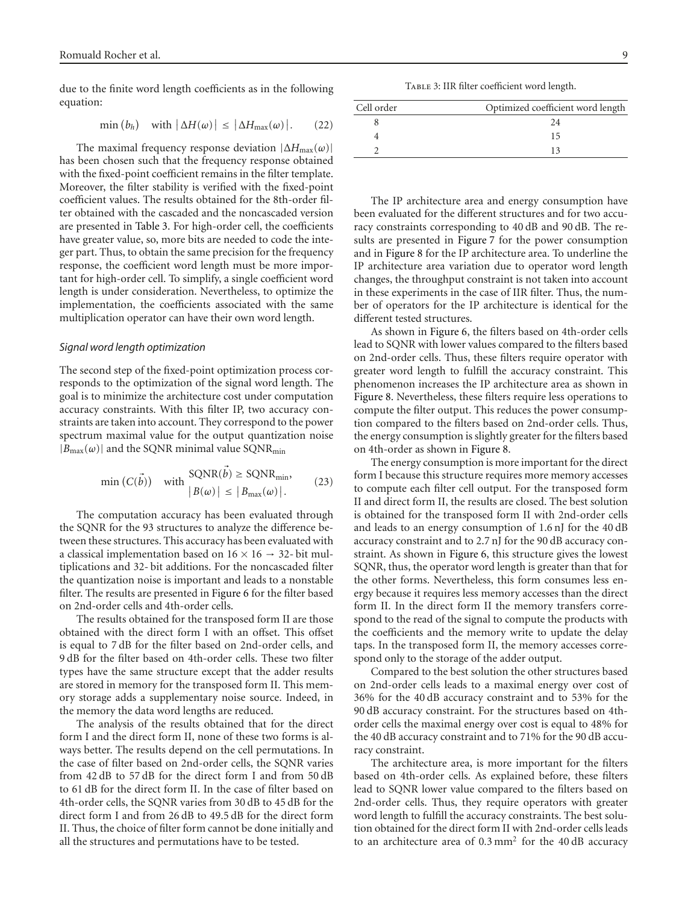due to the finite word length coefficients as in the following equation:

$$\min(b_h) \quad \text{with } |\Delta H(\omega)| \leq |\Delta H_{\max}(\omega)|. \tag{22}$$

The maximal frequency response deviation $|\Delta H_{\max}(\omega)|$ has been chosen such that the frequency response obtained with the fixed-point coefficient remains in the filter template. Moreover, the filter stability is verified with the fixed-point coefficient values. The results obtained for the 8th-order filter obtained with the cascaded and the noncascaded version are presented in Table 3. For high-order cell, the coefficients have greater value, so, more bits are needed to code the integer part. Thus, to obtain the same precision for the frequency response, the coefficient word length must be more important for high-order cell. To simplify, a single coefficient word length is under consideration. Nevertheless, to optimize the implementation, the coefficients associated with the same multiplication operator can have their own word length.

*Signal word length optimization*

The second step of the fixed-point optimization process corresponds to the optimization of the signal word length. The goal is to minimize the architecture cost under computation accuracy constraints. With this filter IP, two accuracy constraints are taken into account. They correspond to the power spectrum maximal value for the output quantization noise $|B_{\max}(\omega)|$ and the SQNR minimal value $\text{SQNR}_{\min}$

$$\min(C(\vec{b})) \quad \text{with } \begin{array}{l} \text{SQNR}(\vec{b}) \geq \text{SQNR}_{\min}, \\ |B(\omega)| \leq |B_{\max}(\omega)|. \end{array} \tag{23}$$

The computation accuracy has been evaluated through the SQNR for the 93 structures to analyze the difference between these structures. This accuracy has been evaluated with a classical implementation based on $16 \times 16 \rightarrow 32$- bit multiplications and 32- bit additions. For the noncascaded filter the quantization noise is important and leads to a nonstable filter. The results are presented in Figure 6 for the filter based on 2nd-order cells and 4th-order cells.

The results obtained for the transposed form II are those obtained with the direct form I with an offset. This offset is equal to 7 dB for the filter based on 2nd-order cells, and 9 dB for the filter based on 4th-order cells. These two filter types have the same structure except that the adder results are stored in memory for the transposed form II. This memory storage adds a supplementary noise source. Indeed, in the memory the data word lengths are reduced.

The analysis of the results obtained that for the direct form I and the direct form II, none of these two forms is always better. The results depend on the cell permutations. In the case of filter based on 2nd-order cells, the SQNR varies from 42 dB to 57 dB for the direct form I and from 50 dB to 61 dB for the direct form II. In the case of filter based on 4th-order cells, the SQNR varies from 30 dB to 45 dB for the direct form I and from 26 dB to 49.5 dB for the direct form II. Thus, the choice of filter form cannot be done initially and all the structures and permutations have to be tested.

Table 3: IIR filter coefficient word length.

| Cell order | Optimized coefficient word length |
|---|---|
| 8 | 24 |
| 4 | 15 |
| 2 | 13 |

The IP architecture area and energy consumption have been evaluated for the different structures and for two accuracy constraints corresponding to 40 dB and 90 dB. The results are presented in Figure 7 for the power consumption and in Figure 8 for the IP architecture area. To underline the IP architecture area variation due to operator word length changes, the throughput constraint is not taken into account in these experiments in the case of IIR filter. Thus, the number of operators for the IP architecture is identical for the different tested structures.

As shown in Figure 6, the filters based on 4th-order cells lead to SQNR with lower values compared to the filters based on 2nd-order cells. Thus, these filters require operator with greater word length to fulfill the accuracy constraint. This phenomenon increases the IP architecture area as shown in Figure 8. Nevertheless, these filters require less operations to compute the filter output. This reduces the power consumption compared to the filters based on 2nd-order cells. Thus, the energy consumption is slightly greater for the filters based on 4th-order as shown in Figure 8.

The energy consumption is more important for the direct form I because this structure requires more memory accesses to compute each filter cell output. For the transposed form II and direct form II, the results are closed. The best solution is obtained for the transposed form II with 2nd-order cells and leads to an energy consumption of 1.6 nJ for the 40 dB accuracy constraint and to 2.7 nJ for the 90 dB accuracy constraint. As shown in Figure 6, this structure gives the lowest SQNR, thus, the operator word length is greater than that for the other forms. Nevertheless, this form consumes less energy because it requires less memory accesses than the direct form II. In the direct form II the memory transfers correspond to the read of the signal to compute the products with the coefficients and the memory write to update the delay taps. In the transposed form II, the memory accesses correspond only to the storage of the adder output.

Compared to the best solution the other structures based on 2nd-order cells leads to a maximal energy over cost of 36% for the 40 dB accuracy constraint and to 53% for the 90 dB accuracy constraint. For the structures based on 4th-order cells the maximal energy over cost is equal to 48% for the 40 dB accuracy constraint and to 71% for the 90 dB accuracy constraint.

The architecture area, is more important for the filters based on 4th-order cells. As explained before, these filters lead to SQNR lower value compared to the filters based on 2nd-order cells. Thus, they require operators with greater word length to fulfill the accuracy constraints. The best solution obtained for the direct form II with 2nd-order cells leads to an architecture area of $0.3\,\text{mm}^2$ for the 40 dB accuracy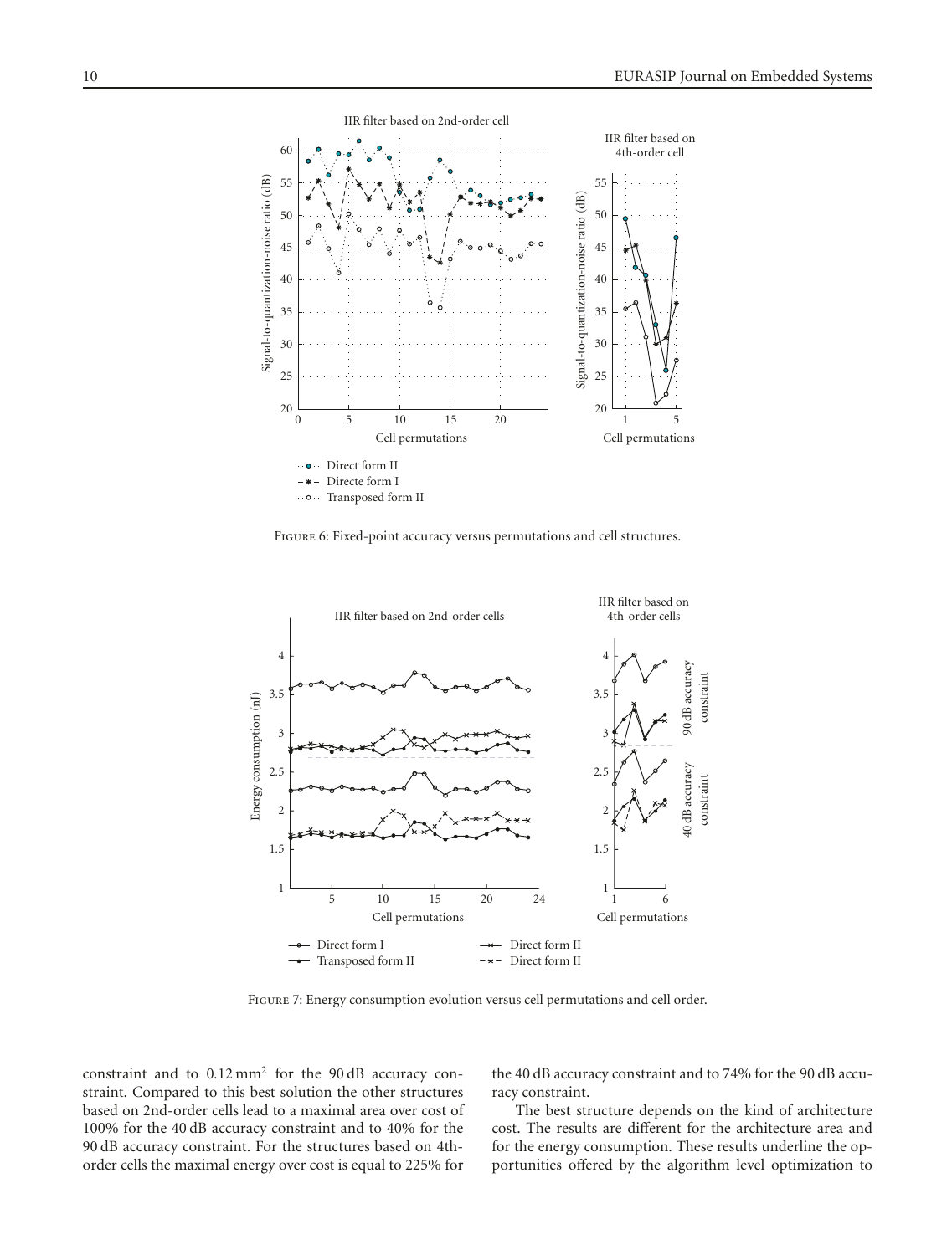Figure 6: Fixed-point accuracy versus permutations and cell structures.

Figure 7: Energy consumption evolution versus cell permutations and cell order.

constraint and to 0.12 mm$^2$ for the 90 dB accuracy constraint. Compared to this best solution the other structures based on 2nd-order cells lead to a maximal area over cost of 100% for the 40 dB accuracy constraint and to 40% for the 90 dB accuracy constraint. For the structures based on 4th-order cells the maximal energy over cost is equal to 225% for the 40 dB accuracy constraint and to 74% for the 90 dB accuracy constraint.

The best structure depends on the kind of architecture cost. The results are different for the architecture area and for the energy consumption. These results underline the opportunities offered by the algorithm level optimization to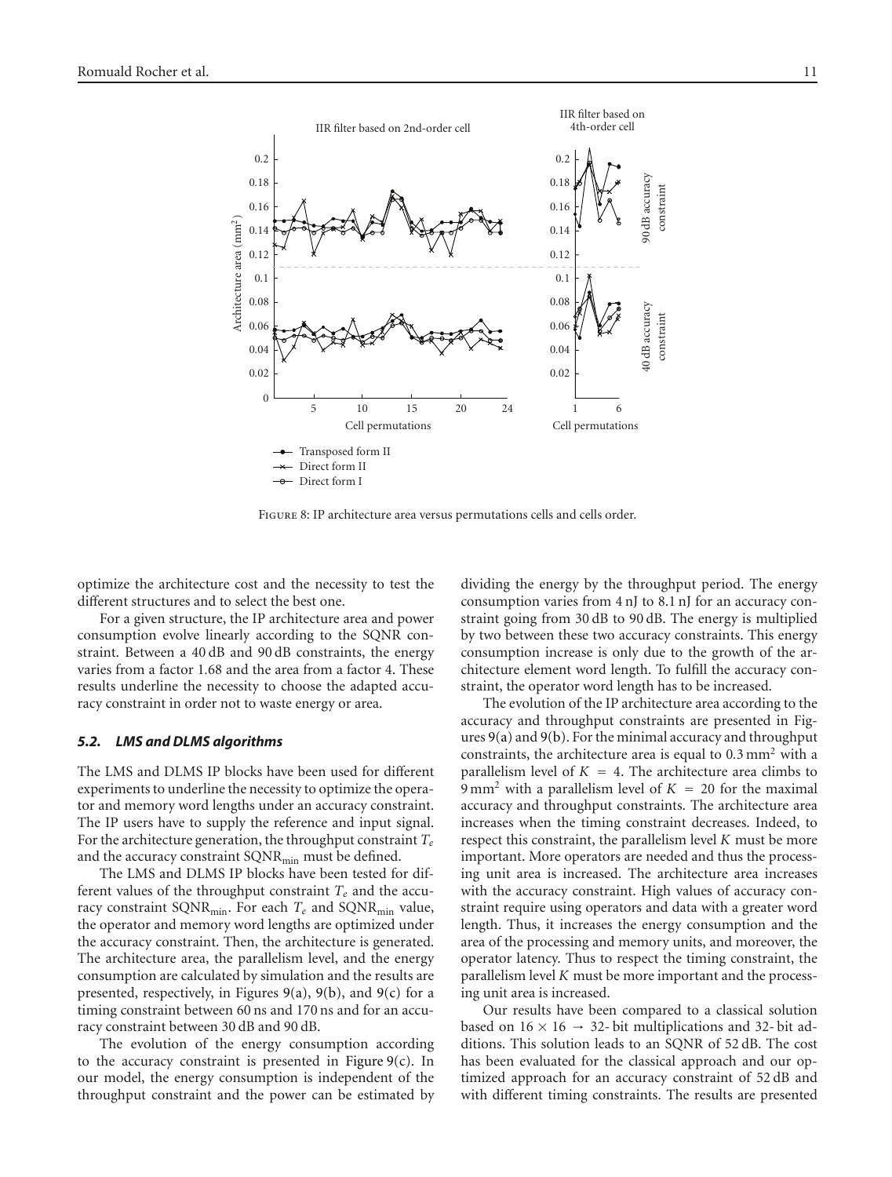Figure 8: IP architecture area versus permutations cells and cells order.

optimize the architecture cost and the necessity to test the different structures and to select the best one.

For a given structure, the IP architecture area and power consumption evolve linearly according to the SQNR constraint. Between a 40 dB and 90 dB constraints, the energy varies from a factor 1.68 and the area from a factor 4. These results underline the necessity to choose the adapted accuracy constraint in order not to waste energy or area.

### *5.2. LMS and DLMS algorithms*

The LMS and DLMS IP blocks have been used for different experiments to underline the necessity to optimize the operator and memory word lengths under an accuracy constraint. The IP users have to supply the reference and input signal. For the architecture generation, the throughput constraint $T_e$ and the accuracy constraint $\text{SQNR}_{\min}$ must be defined.

The LMS and DLMS IP blocks have been tested for different values of the throughput constraint $T_e$ and the accuracy constraint $\text{SQNR}_{\min}$. For each $T_e$ and $\text{SQNR}_{\min}$ value, the operator and memory word lengths are optimized under the accuracy constraint. Then, the architecture is generated. The architecture area, the parallelism level, and the energy consumption are calculated by simulation and the results are presented, respectively, in Figures 9(a), 9(b), and 9(c) for a timing constraint between 60 ns and 170 ns and for an accuracy constraint between 30 dB and 90 dB.

The evolution of the energy consumption according to the accuracy constraint is presented in Figure 9(c). In our model, the energy consumption is independent of the throughput constraint and the power can be estimated by dividing the energy by the throughput period. The energy consumption varies from 4 nJ to 8.1 nJ for an accuracy constraint going from 30 dB to 90 dB. The energy is multiplied by two between these two accuracy constraints. This energy consumption increase is only due to the growth of the architecture element word length. To fulfill the accuracy constraint, the operator word length has to be increased.

The evolution of the IP architecture area according to the accuracy and throughput constraints are presented in Figures 9(a) and 9(b). For the minimal accuracy and throughput constraints, the architecture area is equal to 0.3 mm$^2$ with a parallelism level of $K = 4$. The architecture area climbs to 9 mm$^2$ with a parallelism level of $K = 20$ for the maximal accuracy and throughput constraints. The architecture area increases when the timing constraint decreases. Indeed, to respect this constraint, the parallelism level $K$ must be more important. More operators are needed and thus the processing unit area is increased. The architecture area increases with the accuracy constraint. High values of accuracy constraint require using operators and data with a greater word length. Thus, it increases the energy consumption and the area of the processing and memory units, and moreover, the operator latency. Thus to respect the timing constraint, the parallelism level $K$ must be more important and the processing unit area is increased.

Our results have been compared to a classical solution based on $16 \times 16 \rightarrow 32$- bit multiplications and 32- bit additions. This solution leads to an SQNR of 52 dB. The cost has been evaluated for the classical approach and our optimized approach for an accuracy constraint of 52 dB and with different timing constraints. The results are presented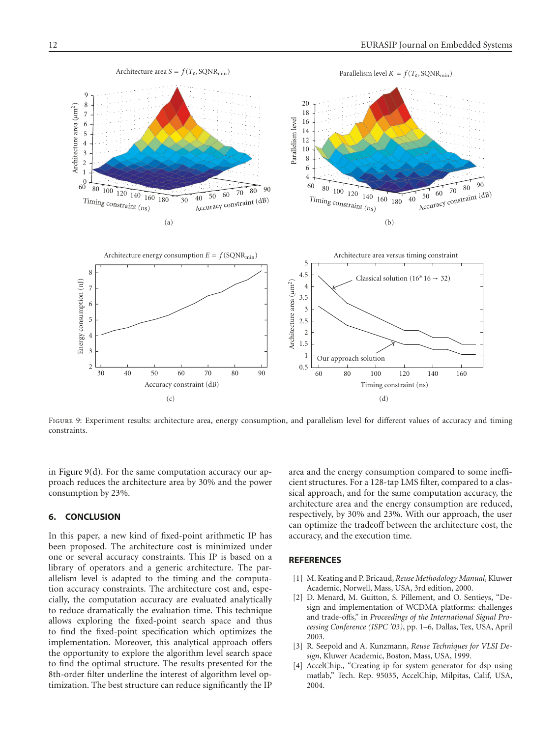Figure 9: Experiment results: architecture area, energy consumption, and parallelism level for different values of accuracy and timing constraints.

in Figure 9(d). For the same computation accuracy our approach reduces the architecture area by 30% and the power consumption by 23%.

## 6. CONCLUSION

In this paper, a new kind of fixed-point arithmetic IP has been proposed. The architecture cost is minimized under one or several accuracy constraints. This IP is based on a library of operators and a generic architecture. The parallelism level is adapted to the timing and the computation accuracy constraints. The architecture cost and, especially, the computation accuracy are evaluated analytically to reduce dramatically the evaluation time. This technique allows exploring the fixed-point search space and thus to find the fixed-point specification which optimizes the implementation. Moreover, this analytical approach offers the opportunity to explore the algorithm level search space to find the optimal structure. The results presented for the 8th-order filter underline the interest of algorithm level optimization. The best structure can reduce significantly the IP area and the energy consumption compared to some inefficient structures. For a 128-tap LMS filter, compared to a classical approach, and for the same computation accuracy, the architecture area and the energy consumption are reduced, respectively, by 30% and 23%. With our approach, the user can optimize the tradeoff between the architecture cost, the accuracy, and the execution time.

## REFERENCES

[1] M. Keating and P. Bricaud, *Reuse Methodology Manual*, Kluwer Academic, Norwell, Mass, USA, 3rd edition, 2000.

[2] D. Menard, M. Guitton, S. Pillement, and O. Sentieys, "Design and implementation of WCDMA platforms: challenges and trade-offs," in *Proceedings of the International Signal Processing Conference (ISPC '03)*, pp. 1–6, Dallas, Tex, USA, April 2003.

[3] R. Seepold and A. Kunzmann, *Reuse Techniques for VLSI Design*, Kluwer Academic, Boston, Mass, USA, 1999.

[4] AccelChip., "Creating ip for system generator for dsp using matlab," Tech. Rep. 95035, AccelChip, Milpitas, Calif, USA, 2004.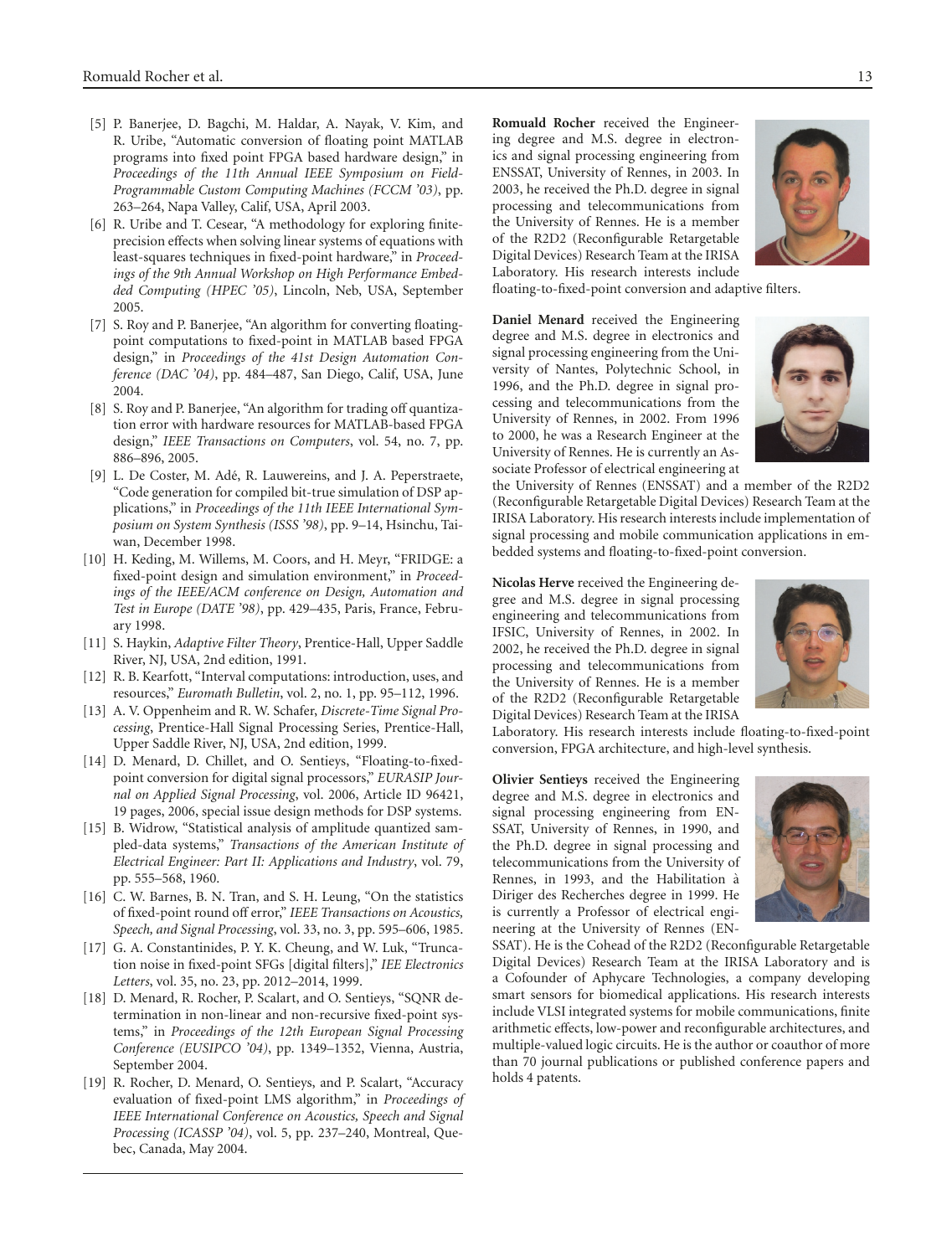[5] P. Banerjee, D. Bagchi, M. Haldar, A. Nayak, V. Kim, and R. Uribe, "Automatic conversion of floating point MATLAB programs into fixed point FPGA based hardware design," in *Proceedings of the 11th Annual IEEE Symposium on Field-Programmable Custom Computing Machines (FCCM '03)*, pp. 263–264, Napa Valley, Calif, USA, April 2003.

[6] R. Uribe and T. Cesear, "A methodology for exploring finite-precision effects when solving linear systems of equations with least-squares techniques in fixed-point hardware," in *Proceedings of the 9th Annual Workshop on High Performance Embedded Computing (HPEC '05)*, Lincoln, Neb, USA, September 2005.

[7] S. Roy and P. Banerjee, "An algorithm for converting floating-point computations to fixed-point in MATLAB based FPGA design," in *Proceedings of the 41st Design Automation Conference (DAC '04)*, pp. 484–487, San Diego, Calif, USA, June 2004.

[8] S. Roy and P. Banerjee, "An algorithm for trading off quantization error with hardware resources for MATLAB-based FPGA design," *IEEE Transactions on Computers*, vol. 54, no. 7, pp. 886–896, 2005.

[9] L. De Coster, M. Adé, R. Lauwereins, and J. A. Peperstraete, "Code generation for compiled bit-true simulation of DSP applications," in *Proceedings of the 11th IEEE International Symposium on System Synthesis (ISSS '98)*, pp. 9–14, Hsinchu, Taiwan, December 1998.

[10] H. Keding, M. Willems, M. Coors, and H. Meyr, "FRIDGE: a fixed-point design and simulation environment," in *Proceedings of the IEEE/ACM conference on Design, Automation and Test in Europe (DATE '98)*, pp. 429–435, Paris, France, February 1998.

[11] S. Haykin, *Adaptive Filter Theory*, Prentice-Hall, Upper Saddle River, NJ, USA, 2nd edition, 1991.

[12] R. B. Kearfott, "Interval computations: introduction, uses, and resources," *Euromath Bulletin*, vol. 2, no. 1, pp. 95–112, 1996.

[13] A. V. Oppenheim and R. W. Schafer, *Discrete-Time Signal Processing*, Prentice-Hall Signal Processing Series, Prentice-Hall, Upper Saddle River, NJ, USA, 2nd edition, 1999.

[14] D. Menard, D. Chillet, and O. Sentieys, "Floating-to-fixed-point conversion for digital signal processors," *EURASIP Journal on Applied Signal Processing*, vol. 2006, Article ID 96421, 19 pages, 2006, special issue design methods for DSP systems.

[15] B. Widrow, "Statistical analysis of amplitude quantized sampled-data systems," *Transactions of the American Institute of Electrical Engineer: Part II: Applications and Industry*, vol. 79, pp. 555–568, 1960.

[16] C. W. Barnes, B. N. Tran, and S. H. Leung, "On the statistics of fixed-point round off error," *IEEE Transactions on Acoustics, Speech, and Signal Processing*, vol. 33, no. 3, pp. 595–606, 1985.

[17] G. A. Constantinides, P. Y. K. Cheung, and W. Luk, "Truncation noise in fixed-point SFGs [digital filters]," *IEE Electronics Letters*, vol. 35, no. 23, pp. 2012–2014, 1999.

[18] D. Menard, R. Rocher, P. Scalart, and O. Sentieys, "SQNR determination in non-linear and non-recursive fixed-point systems," in *Proceedings of the 12th European Signal Processing Conference (EUSIPCO '04)*, pp. 1349–1352, Vienna, Austria, September 2004.

[19] R. Rocher, D. Menard, O. Sentieys, and P. Scalart, "Accuracy evaluation of fixed-point LMS algorithm," in *Proceedings of IEEE International Conference on Acoustics, Speech and Signal Processing (ICASSP '04)*, vol. 5, pp. 237–240, Montreal, Quebec, Canada, May 2004.

**Romuald Rocher** received the Engineering degree and M.S. degree in electronics and signal processing engineering from ENSSAT, University of Rennes, in 2003. In 2003, he received the Ph.D. degree in signal processing and telecommunications from the University of Rennes. He is a member of the R2D2 (Reconfigurable Retargetable Digital Devices) Research Team at the IRISA Laboratory. His research interests include floating-to-fixed-point conversion and adaptive filters.

**Daniel Menard** received the Engineering degree and M.S. degree in electronics and signal processing engineering from the University of Nantes, Polytechnic School, in 1996, and the Ph.D. degree in signal processing and telecommunications from the University of Rennes, in 2002. From 1996 to 2000, he was a Research Engineer at the University of Rennes. He is currently an Associate Professor of electrical engineering at the University of Rennes (ENSSAT) and a member of the R2D2 (Reconfigurable Retargetable Digital Devices) Research Team at the IRISA Laboratory. His research interests include implementation of signal processing and mobile communication applications in embedded systems and floating-to-fixed-point conversion.

**Nicolas Herve** received the Engineering degree and M.S. degree in signal processing engineering and telecommunications from IFSIC, University of Rennes, in 2002. In 2002, he received the Ph.D. degree in signal processing and telecommunications from the University of Rennes. He is a member of the R2D2 (Reconfigurable Retargetable Digital Devices) Research Team at the IRISA Laboratory. His research interests include floating-to-fixed-point conversion, FPGA architecture, and high-level synthesis.

**Olivier Sentieys** received the Engineering degree and M.S. degree in electronics and signal processing engineering from ENSSAT, University of Rennes, in 1990, and the Ph.D. degree in signal processing and telecommunications from the University of Rennes, in 1993, and the Habilitation à Diriger des Recherches degree in 1999. He is currently a Professor of electrical engineering at the University of Rennes (ENSSAT). He is the Cohead of the R2D2 (Reconfigurable Retargetable Digital Devices) Research Team at the IRISA Laboratory and is a Cofounder of Aphycare Technologies, a company developing smart sensors for biomedical applications. His research interests include VLSI integrated systems for mobile communications, finite arithmetic effects, low-power and reconfigurable architectures, and multiple-valued logic circuits. He is the author or coauthor of more than 70 journal publications or published conference papers and holds 4 patents.